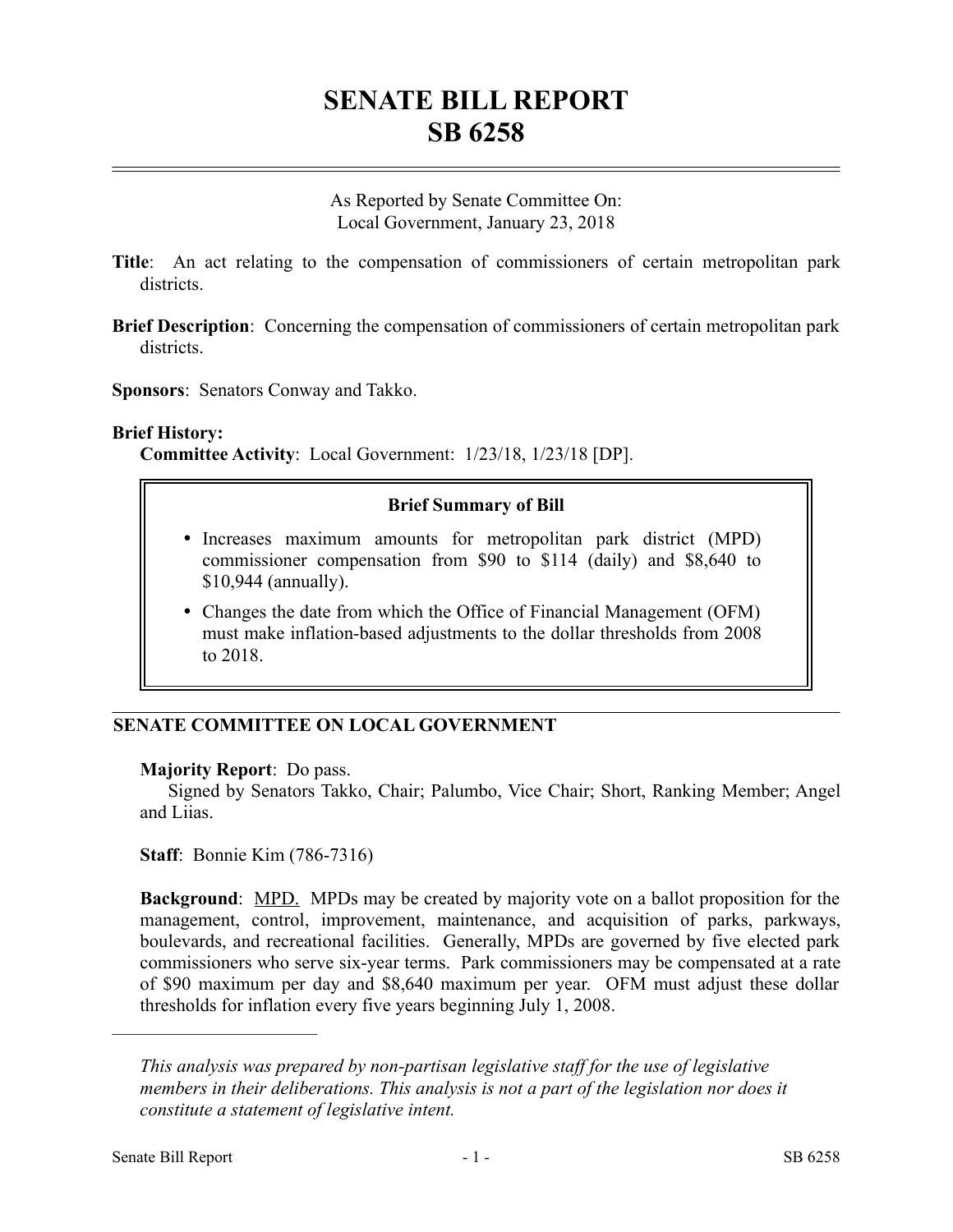# SENATE BILL REPORT
# SB 6258

As Reported by Senate Committee On:
Local Government, January 23, 2018

**Title**: An act relating to the compensation of commissioners of certain metropolitan park districts.

**Brief Description**: Concerning the compensation of commissioners of certain metropolitan park districts.

**Sponsors**: Senators Conway and Takko.

**Brief History:**

**Committee Activity**: Local Government: 1/23/18, 1/23/18 [DP].

**Brief Summary of Bill**

- Increases maximum amounts for metropolitan park district (MPD) commissioner compensation from $90 to $114 (daily) and $8,640 to $10,944 (annually).
- Changes the date from which the Office of Financial Management (OFM) must make inflation-based adjustments to the dollar thresholds from 2008 to 2018.

## SENATE COMMITTEE ON LOCAL GOVERNMENT

**Majority Report**: Do pass.

Signed by Senators Takko, Chair; Palumbo, Vice Chair; Short, Ranking Member; Angel and Liias.

**Staff**: Bonnie Kim (786-7316)

**Background**: MPD. MPDs may be created by majority vote on a ballot proposition for the management, control, improvement, maintenance, and acquisition of parks, parkways, boulevards, and recreational facilities. Generally, MPDs are governed by five elected park commissioners who serve six-year terms. Park commissioners may be compensated at a rate of $90 maximum per day and $8,640 maximum per year. OFM must adjust these dollar thresholds for inflation every five years beginning July 1, 2008.

---

*This analysis was prepared by non-partisan legislative staff for the use of legislative members in their deliberations. This analysis is not a part of the legislation nor does it constitute a statement of legislative intent.*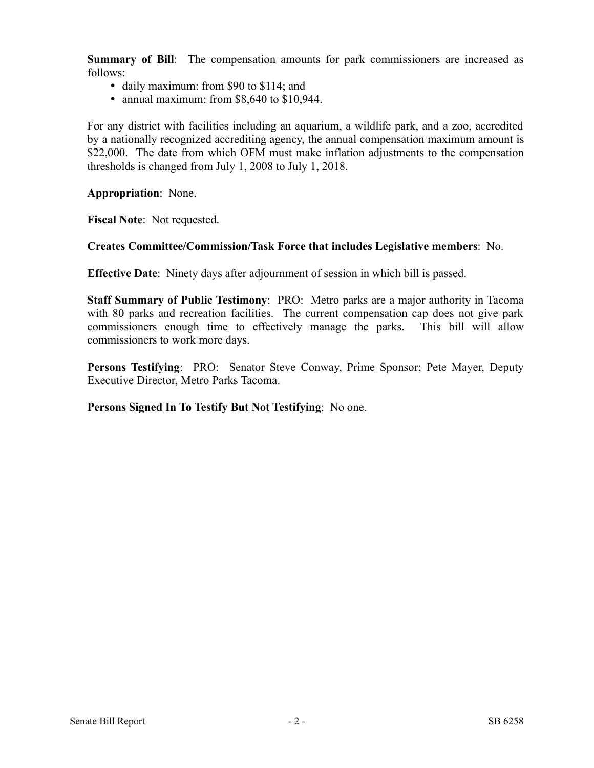**Summary of Bill**: The compensation amounts for park commissioners are increased as follows:

- daily maximum: from $90 to $114; and
- annual maximum: from $8,640 to $10,944.

For any district with facilities including an aquarium, a wildlife park, and a zoo, accredited by a nationally recognized accrediting agency, the annual compensation maximum amount is $22,000. The date from which OFM must make inflation adjustments to the compensation thresholds is changed from July 1, 2008 to July 1, 2018.

**Appropriation**: None.

**Fiscal Note**: Not requested.

**Creates Committee/Commission/Task Force that includes Legislative members**: No.

**Effective Date**: Ninety days after adjournment of session in which bill is passed.

**Staff Summary of Public Testimony**: PRO: Metro parks are a major authority in Tacoma with 80 parks and recreation facilities. The current compensation cap does not give park commissioners enough time to effectively manage the parks. This bill will allow commissioners to work more days.

**Persons Testifying**: PRO: Senator Steve Conway, Prime Sponsor; Pete Mayer, Deputy Executive Director, Metro Parks Tacoma.

**Persons Signed In To Testify But Not Testifying**: No one.